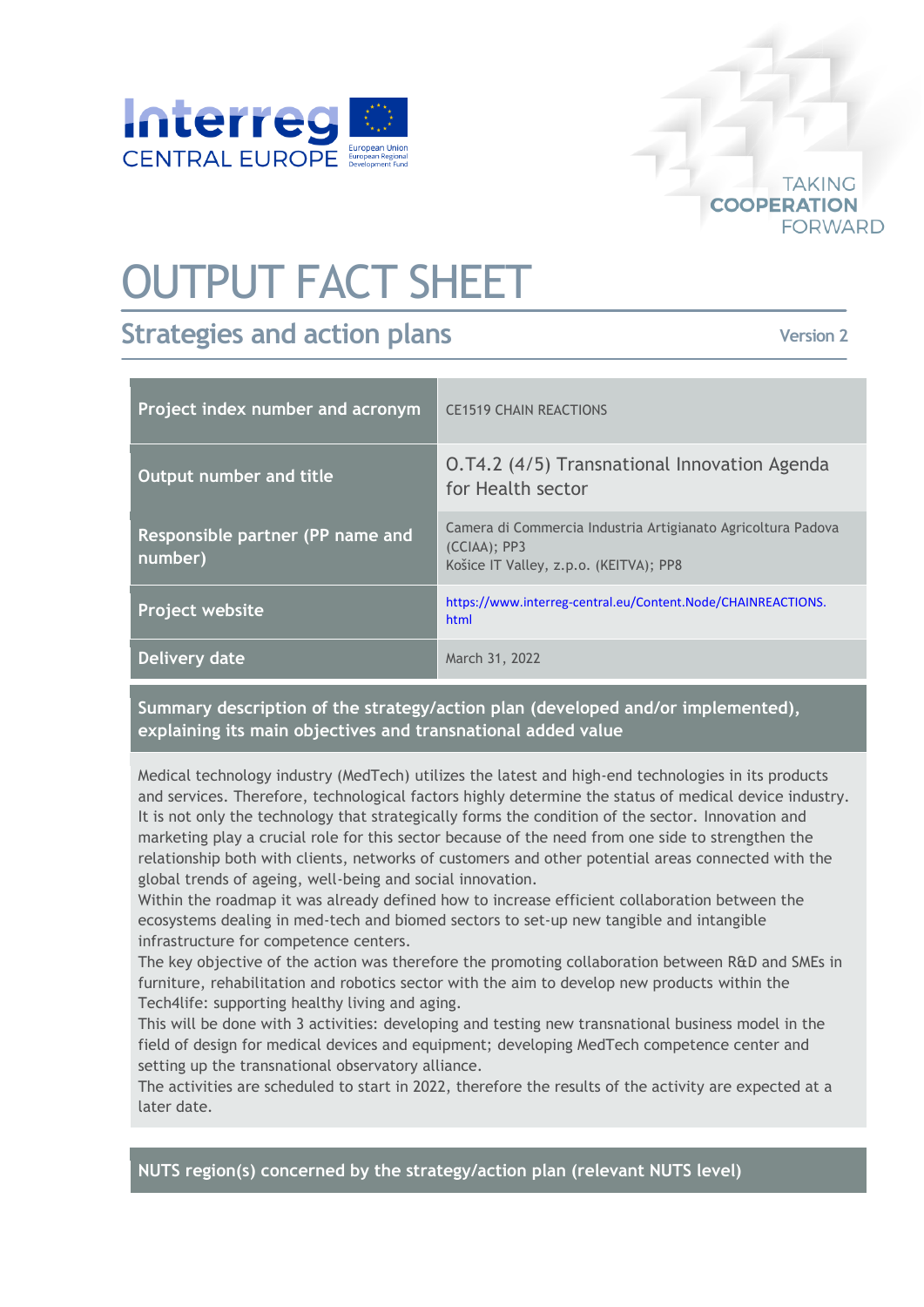# OUTPUT FACT SHEET

## Strategies and action plans

Version 2

| Project index number and acronym | CE1519 CHAIN REACTIONS |
|---|---|
| Output number and title | O.T4.2 (4/5) Transnational Innovation Agenda for Health sector |
| Responsible partner (PP name and number) | Camera di Commercia Industria Artigianato Agricoltura Padova (CCIAA); PP3<br>Košice IT Valley, z.p.o. (KEITVA); PP8 |
| Project website | https://www.interreg-central.eu/Content.Node/CHAINREACTIONS.html |
| Delivery date | March 31, 2022 |

**Summary description of the strategy/action plan (developed and/or implemented), explaining its main objectives and transnational added value**

Medical technology industry (MedTech) utilizes the latest and high-end technologies in its products and services. Therefore, technological factors highly determine the status of medical device industry. It is not only the technology that strategically forms the condition of the sector. Innovation and marketing play a crucial role for this sector because of the need from one side to strengthen the relationship both with clients, networks of customers and other potential areas connected with the global trends of ageing, well-being and social innovation.

Within the roadmap it was already defined how to increase efficient collaboration between the ecosystems dealing in med-tech and biomed sectors to set-up new tangible and intangible infrastructure for competence centers.

The key objective of the action was therefore the promoting collaboration between R&D and SMEs in furniture, rehabilitation and robotics sector with the aim to develop new products within the Tech4life: supporting healthy living and aging.

This will be done with 3 activities: developing and testing new transnational business model in the field of design for medical devices and equipment; developing MedTech competence center and setting up the transnational observatory alliance.

The activities are scheduled to start in 2022, therefore the results of the activity are expected at a later date.

**NUTS region(s) concerned by the strategy/action plan (relevant NUTS level)**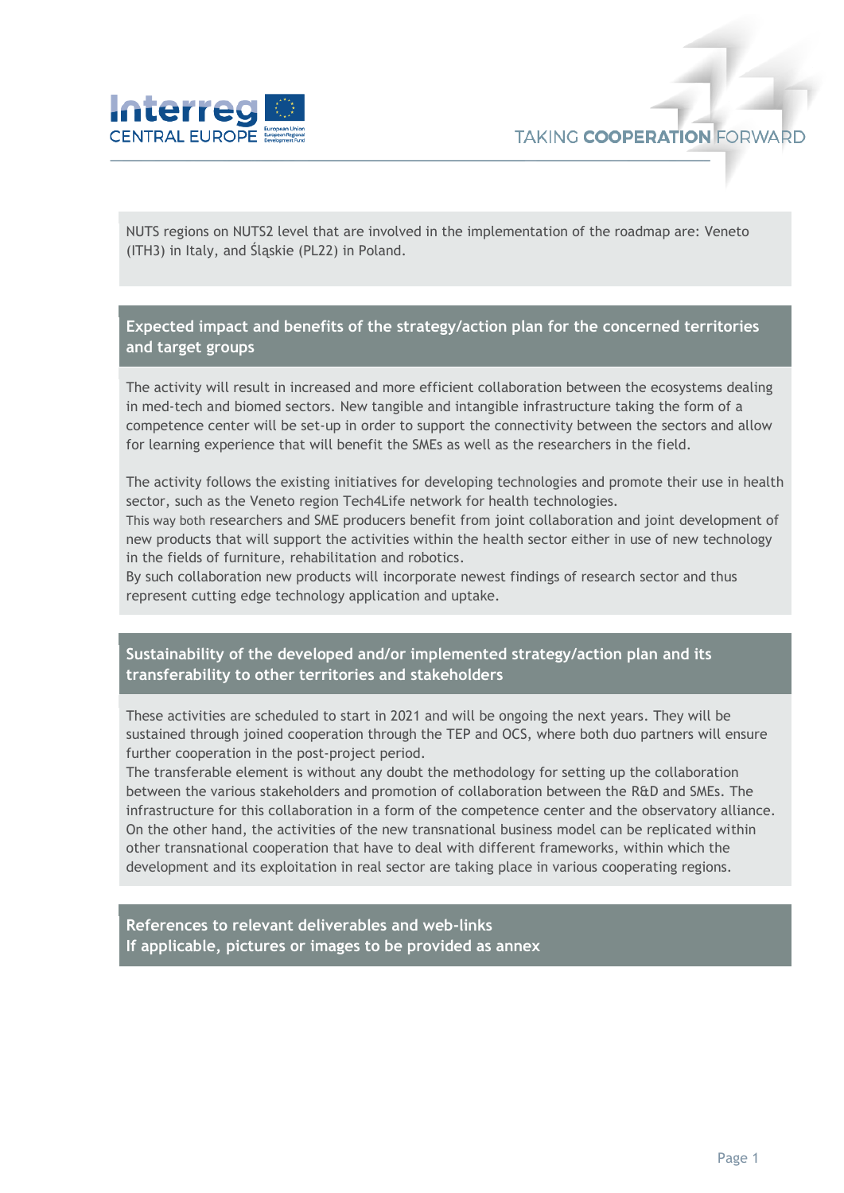NUTS regions on NUTS2 level that are involved in the implementation of the roadmap are: Veneto (ITH3) in Italy, and Śląskie (PL22) in Poland.

## Expected impact and benefits of the strategy/action plan for the concerned territories and target groups

The activity will result in increased and more efficient collaboration between the ecosystems dealing in med-tech and biomed sectors. New tangible and intangible infrastructure taking the form of a competence center will be set-up in order to support the connectivity between the sectors and allow for learning experience that will benefit the SMEs as well as the researchers in the field.

The activity follows the existing initiatives for developing technologies and promote their use in health sector, such as the Veneto region Tech4Life network for health technologies.
This way both researchers and SME producers benefit from joint collaboration and joint development of new products that will support the activities within the health sector either in use of new technology in the fields of furniture, rehabilitation and robotics.
By such collaboration new products will incorporate newest findings of research sector and thus represent cutting edge technology application and uptake.

## Sustainability of the developed and/or implemented strategy/action plan and its transferability to other territories and stakeholders

These activities are scheduled to start in 2021 and will be ongoing the next years. They will be sustained through joined cooperation through the TEP and OCS, where both duo partners will ensure further cooperation in the post-project period.
The transferable element is without any doubt the methodology for setting up the collaboration between the various stakeholders and promotion of collaboration between the R&D and SMEs. The infrastructure for this collaboration in a form of the competence center and the observatory alliance. On the other hand, the activities of the new transnational business model can be replicated within other transnational cooperation that have to deal with different frameworks, within which the development and its exploitation in real sector are taking place in various cooperating regions.

## References to relevant deliverables and web-links
## If applicable, pictures or images to be provided as annex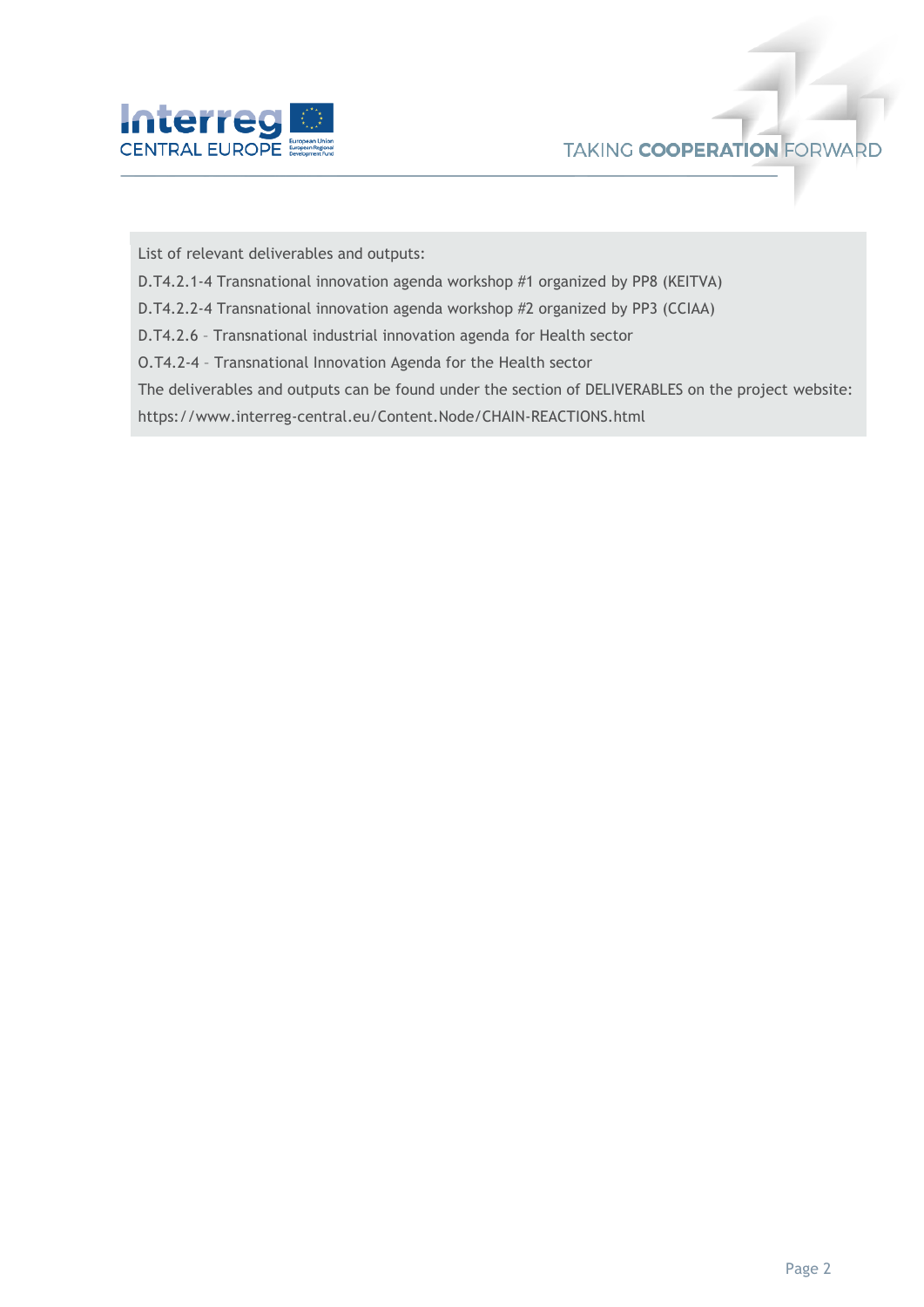List of relevant deliverables and outputs:

D.T4.2.1-4 Transnational innovation agenda workshop #1 organized by PP8 (KEITVA)

D.T4.2.2-4 Transnational innovation agenda workshop #2 organized by PP3 (CCIAA)

D.T4.2.6 – Transnational industrial innovation agenda for Health sector

O.T4.2-4 – Transnational Innovation Agenda for the Health sector

The deliverables and outputs can be found under the section of DELIVERABLES on the project website: https://www.interreg-central.eu/Content.Node/CHAIN-REACTIONS.html